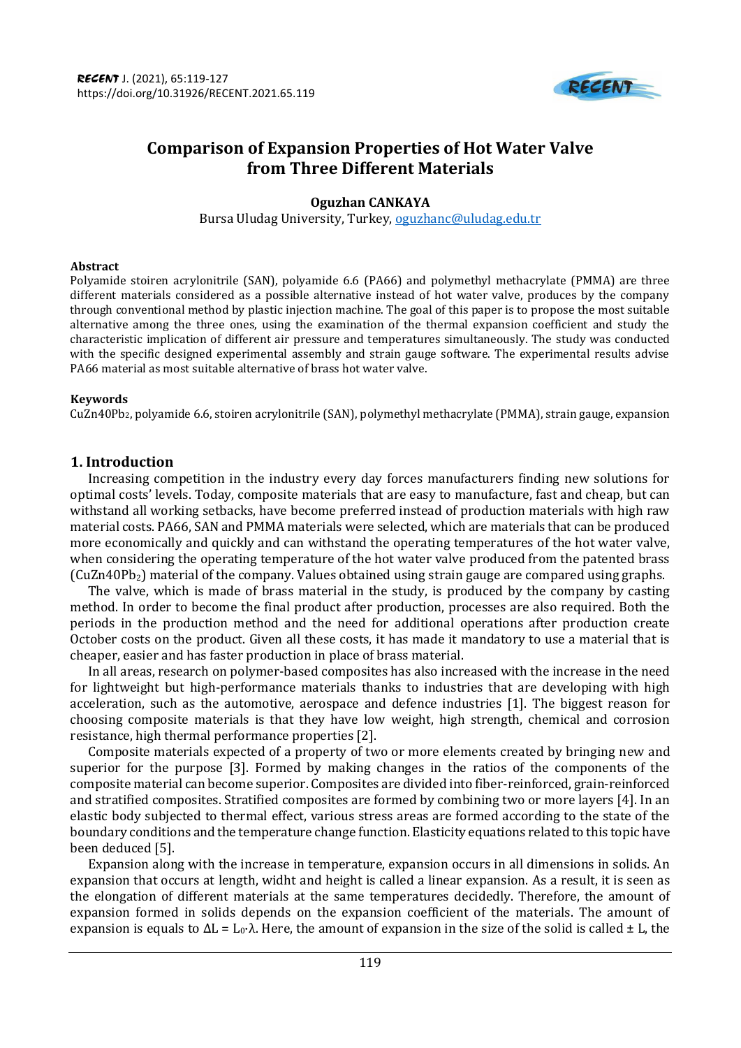# Comparison of Expansion Properties of Hot Water Valve from Three Different Materials

**Oguzhan CANKAYA**

Bursa Uludag University, Turkey, oguzhanc@uludag.edu.tr

### Abstract

Polyamide stoiren acrylonitrile (SAN), polyamide 6.6 (PA66) and polymethyl methacrylate (PMMA) are three different materials considered as a possible alternative instead of hot water valve, produces by the company through conventional method by plastic injection machine. The goal of this paper is to propose the most suitable alternative among the three ones, using the examination of the thermal expansion coefficient and study the characteristic implication of different air pressure and temperatures simultaneously. The study was conducted with the specific designed experimental assembly and strain gauge software. The experimental results advise PA66 material as most suitable alternative of brass hot water valve.

### Keywords

$CuZn40Pb_2$, polyamide 6.6, stoiren acrylonitrile (SAN), polymethyl methacrylate (PMMA), strain gauge, expansion

## 1. Introduction

Increasing competition in the industry every day forces manufacturers finding new solutions for optimal costs' levels. Today, composite materials that are easy to manufacture, fast and cheap, but can withstand all working setbacks, have become preferred instead of production materials with high raw material costs. PA66, SAN and PMMA materials were selected, which are materials that can be produced more economically and quickly and can withstand the operating temperatures of the hot water valve, when considering the operating temperature of the hot water valve produced from the patented brass ($CuZn40Pb_2$) material of the company. Values obtained using strain gauge are compared using graphs.

The valve, which is made of brass material in the study, is produced by the company by casting method. In order to become the final product after production, processes are also required. Both the periods in the production method and the need for additional operations after production create October costs on the product. Given all these costs, it has made it mandatory to use a material that is cheaper, easier and has faster production in place of brass material.

In all areas, research on polymer-based composites has also increased with the increase in the need for lightweight but high-performance materials thanks to industries that are developing with high acceleration, such as the automotive, aerospace and defence industries [1]. The biggest reason for choosing composite materials is that they have low weight, high strength, chemical and corrosion resistance, high thermal performance properties [2].

Composite materials expected of a property of two or more elements created by bringing new and superior for the purpose [3]. Formed by making changes in the ratios of the components of the composite material can become superior. Composites are divided into fiber-reinforced, grain-reinforced and stratified composites. Stratified composites are formed by combining two or more layers [4]. In an elastic body subjected to thermal effect, various stress areas are formed according to the state of the boundary conditions and the temperature change function. Elasticity equations related to this topic have been deduced [5].

Expansion along with the increase in temperature, expansion occurs in all dimensions in solids. An expansion that occurs at length, widht and height is called a linear expansion. As a result, it is seen as the elongation of different materials at the same temperatures decidedly. Therefore, the amount of expansion formed in solids depends on the expansion coefficient of the materials. The amount of expansion is equals to $\Delta L = L_0 \cdot \lambda$. Here, the amount of expansion in the size of the solid is called $\pm$ L, the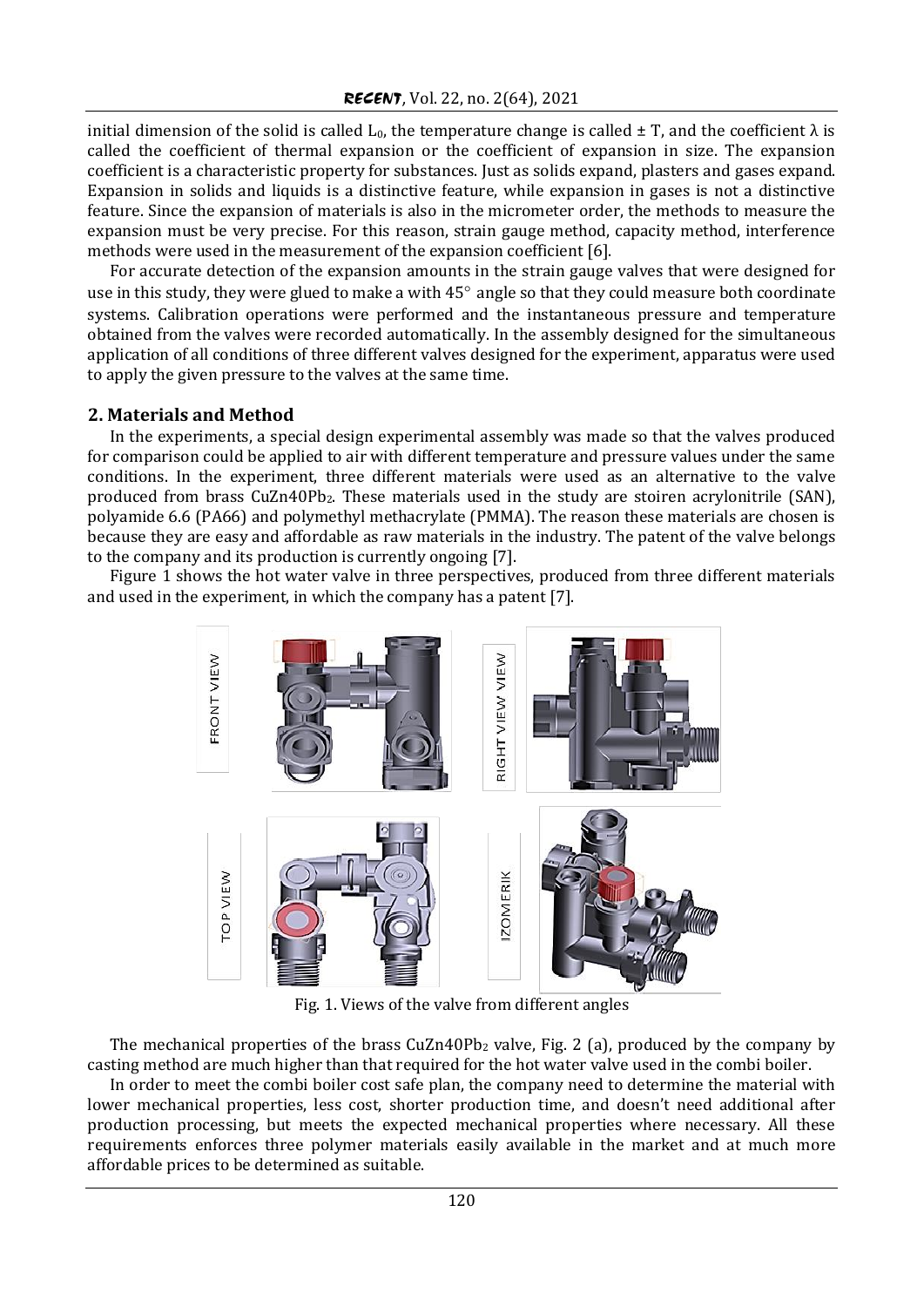initial dimension of the solid is called $L_0$, the temperature change is called $\pm$ T, and the coefficient $\lambda$ is called the coefficient of thermal expansion or the coefficient of expansion in size. The expansion coefficient is a characteristic property for substances. Just as solids expand, plasters and gases expand. Expansion in solids and liquids is a distinctive feature, while expansion in gases is not a distinctive feature. Since the expansion of materials is also in the micrometer order, the methods to measure the expansion must be very precise. For this reason, strain gauge method, capacity method, interference methods were used in the measurement of the expansion coefficient [6].

For accurate detection of the expansion amounts in the strain gauge valves that were designed for use in this study, they were glued to make a with 45° angle so that they could measure both coordinate systems. Calibration operations were performed and the instantaneous pressure and temperature obtained from the valves were recorded automatically. In the assembly designed for the simultaneous application of all conditions of three different valves designed for the experiment, apparatus were used to apply the given pressure to the valves at the same time.

## 2. Materials and Method

In the experiments, a special design experimental assembly was made so that the valves produced for comparison could be applied to air with different temperature and pressure values under the same conditions. In the experiment, three different materials were used as an alternative to the valve produced from brass $CuZn40Pb_2$. These materials used in the study are stoiren acrylonitrile (SAN), polyamide 6.6 (PA66) and polymethyl methacrylate (PMMA). The reason these materials are chosen is because they are easy and affordable as raw materials in the industry. The patent of the valve belongs to the company and its production is currently ongoing [7].

Figure 1 shows the hot water valve in three perspectives, produced from three different materials and used in the experiment, in which the company has a patent [7].

Fig. 1. Views of the valve from different angles

The mechanical properties of the brass $CuZn40Pb_2$ valve, Fig. 2 (a), produced by the company by casting method are much higher than that required for the hot water valve used in the combi boiler.

In order to meet the combi boiler cost safe plan, the company need to determine the material with lower mechanical properties, less cost, shorter production time, and doesn't need additional after production processing, but meets the expected mechanical properties where necessary. All these requirements enforces three polymer materials easily available in the market and at much more affordable prices to be determined as suitable.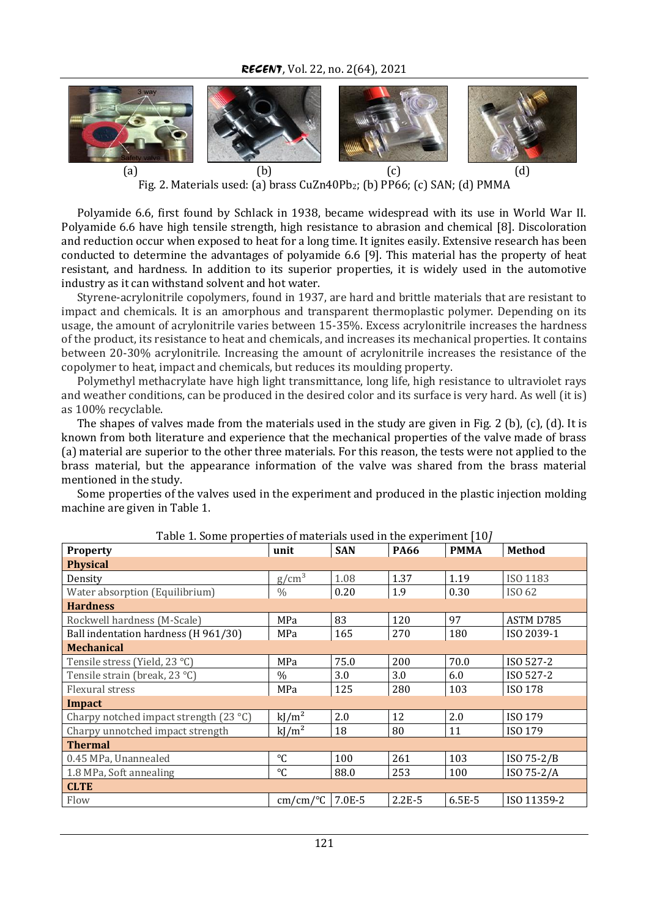(a) (b) (c) (d)

Fig. 2. Materials used: (a) brass $CuZn40Pb_2$; (b) PP66; (c) SAN; (d) PMMA

Polyamide 6.6, first found by Schlack in 1938, became widespread with its use in World War II. Polyamide 6.6 have high tensile strength, high resistance to abrasion and chemical [8]. Discoloration and reduction occur when exposed to heat for a long time. It ignites easily. Extensive research has been conducted to determine the advantages of polyamide 6.6 [9]. This material has the property of heat resistant, and hardness. In addition to its superior properties, it is widely used in the automotive industry as it can withstand solvent and hot water.

Styrene-acrylonitrile copolymers, found in 1937, are hard and brittle materials that are resistant to impact and chemicals. It is an amorphous and transparent thermoplastic polymer. Depending on its usage, the amount of acrylonitrile varies between 15-35%. Excess acrylonitrile increases the hardness of the product, its resistance to heat and chemicals, and increases its mechanical properties. It contains between 20-30% acrylonitrile. Increasing the amount of acrylonitrile increases the resistance of the copolymer to heat, impact and chemicals, but reduces its moulding property.

Polymethyl methacrylate have high light transmittance, long life, high resistance to ultraviolet rays and weather conditions, can be produced in the desired color and its surface is very hard. As well (it is) as 100% recyclable.

The shapes of valves made from the materials used in the study are given in Fig. 2 (b), (c), (d). It is known from both literature and experience that the mechanical properties of the valve made of brass (a) material are superior to the other three materials. For this reason, the tests were not applied to the brass material, but the appearance information of the valve was shared from the brass material mentioned in the study.

Some properties of the valves used in the experiment and produced in the plastic injection molding machine are given in Table 1.

Table 1. Some properties of materials used in the experiment [10]

| Property | unit | SAN | PA66 | PMMA | Method |
|---|---|---|---|---|---|
| **Physical** | | | | | |
| Density | $g/cm^3$ | 1.08 | 1.37 | 1.19 | ISO 1183 |
| Water absorption (Equilibrium) | % | 0.20 | 1.9 | 0.30 | ISO 62 |
| **Hardness** | | | | | |
| Rockwell hardness (M-Scale) | MPa | 83 | 120 | 97 | ASTM D785 |
| Ball indentation hardness (H 961/30) | MPa | 165 | 270 | 180 | ISO 2039-1 |
| **Mechanical** | | | | | |
| Tensile stress (Yield, 23 °C) | MPa | 75.0 | 200 | 70.0 | ISO 527-2 |
| Tensile strain (break, 23 °C) | % | 3.0 | 3.0 | 6.0 | ISO 527-2 |
| Flexural stress | MPa | 125 | 280 | 103 | ISO 178 |
| **Impact** | | | | | |
| Charpy notched impact strength (23 °C) | $kJ/m^2$ | 2.0 | 12 | 2.0 | ISO 179 |
| Charpy unnotched impact strength | $kJ/m^2$ | 18 | 80 | 11 | ISO 179 |
| **Thermal** | | | | | |
| 0.45 MPa, Unannealed | °C | 100 | 261 | 103 | ISO 75-2/B |
| 1.8 MPa, Soft annealing | °C | 88.0 | 253 | 100 | ISO 75-2/A |
| **CLTE** | | | | | |
| Flow | cm/cm/°C | 7.0E-5 | 2.2E-5 | 6.5E-5 | ISO 11359-2 |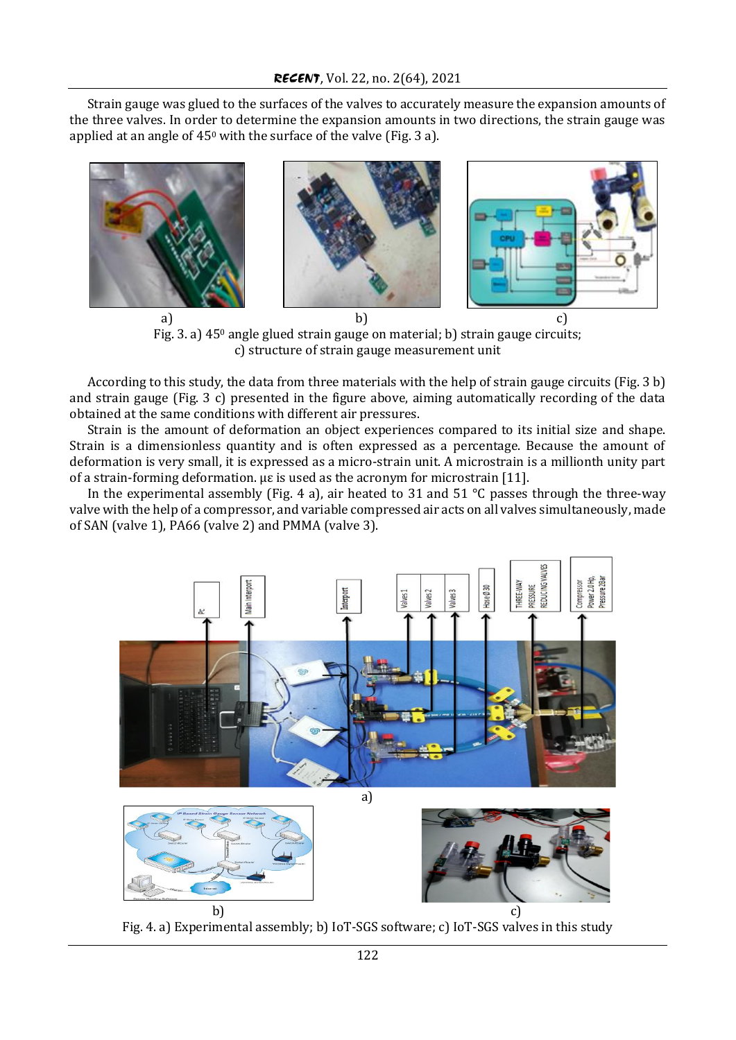Strain gauge was glued to the surfaces of the valves to accurately measure the expansion amounts of the three valves. In order to determine the expansion amounts in two directions, the strain gauge was applied at an angle of 45⁰ with the surface of the valve (Fig. 3 a).

Fig. 3. a) 45⁰ angle glued strain gauge on material; b) strain gauge circuits; c) structure of strain gauge measurement unit

According to this study, the data from three materials with the help of strain gauge circuits (Fig. 3 b) and strain gauge (Fig. 3 c) presented in the figure above, aiming automatically recording of the data obtained at the same conditions with different air pressures.

Strain is the amount of deformation an object experiences compared to its initial size and shape. Strain is a dimensionless quantity and is often expressed as a percentage. Because the amount of deformation is very small, it is expressed as a micro-strain unit. A microstrain is a millionth unity part of a strain-forming deformation. με is used as the acronym for microstrain [11].

In the experimental assembly (Fig. 4 a), air heated to 31 and 51 °C passes through the three-way valve with the help of a compressor, and variable compressed air acts on all valves simultaneously, made of SAN (valve 1), PA66 (valve 2) and PMMA (valve 3).

Fig. 4. a) Experimental assembly; b) IoT-SGS software; c) IoT-SGS valves in this study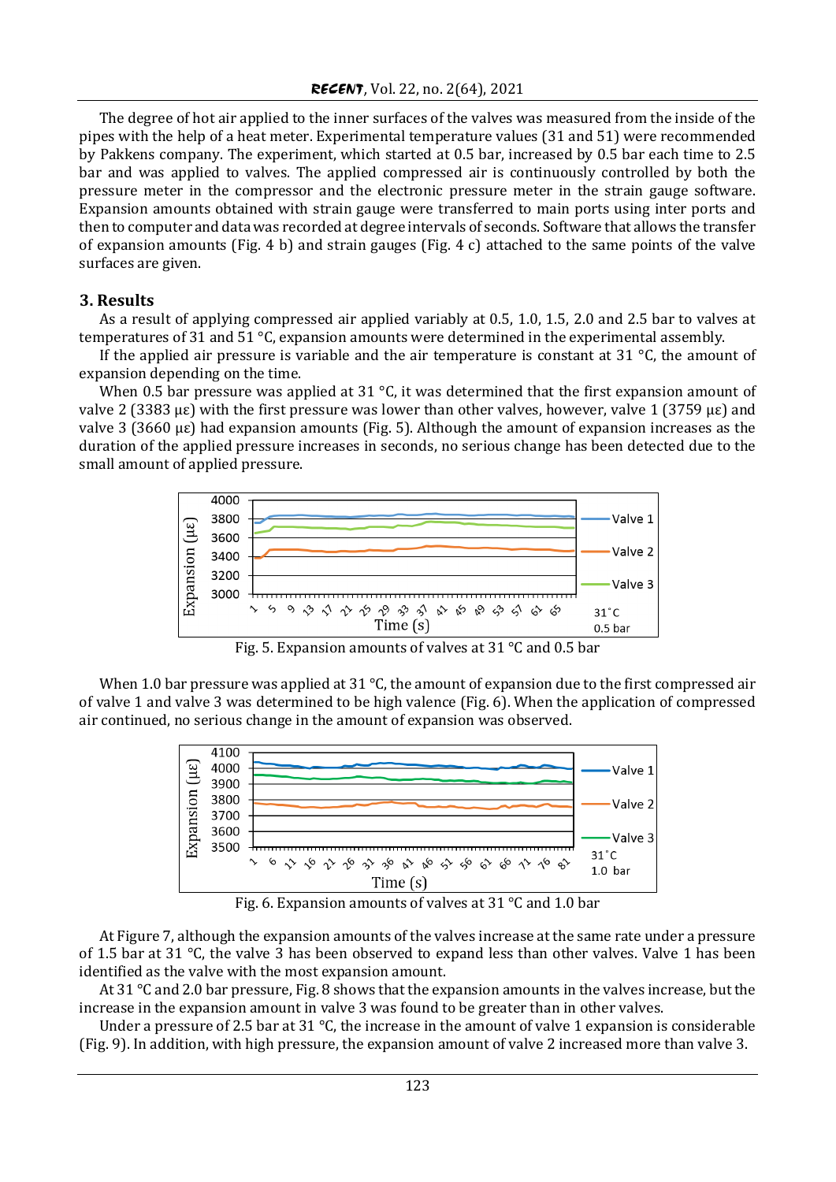The degree of hot air applied to the inner surfaces of the valves was measured from the inside of the pipes with the help of a heat meter. Experimental temperature values (31 and 51) were recommended by Pakkens company. The experiment, which started at 0.5 bar, increased by 0.5 bar each time to 2.5 bar and was applied to valves. The applied compressed air is continuously controlled by both the pressure meter in the compressor and the electronic pressure meter in the strain gauge software. Expansion amounts obtained with strain gauge were transferred to main ports using inter ports and then to computer and data was recorded at degree intervals of seconds. Software that allows the transfer of expansion amounts (Fig. 4 b) and strain gauges (Fig. 4 c) attached to the same points of the valve surfaces are given.

## 3. Results

As a result of applying compressed air applied variably at 0.5, 1.0, 1.5, 2.0 and 2.5 bar to valves at temperatures of 31 and 51 °C, expansion amounts were determined in the experimental assembly.

If the applied air pressure is variable and the air temperature is constant at 31 °C, the amount of expansion depending on the time.

When 0.5 bar pressure was applied at 31 °C, it was determined that the first expansion amount of valve 2 (3383 με) with the first pressure was lower than other valves, however, valve 1 (3759 με) and valve 3 (3660 με) had expansion amounts (Fig. 5). Although the amount of expansion increases as the duration of the applied pressure increases in seconds, no serious change has been detected due to the small amount of applied pressure.

Fig. 5. Expansion amounts of valves at 31 °C and 0.5 bar

When 1.0 bar pressure was applied at 31 °C, the amount of expansion due to the first compressed air of valve 1 and valve 3 was determined to be high valence (Fig. 6). When the application of compressed air continued, no serious change in the amount of expansion was observed.

Fig. 6. Expansion amounts of valves at 31 °C and 1.0 bar

At Figure 7, although the expansion amounts of the valves increase at the same rate under a pressure of 1.5 bar at 31 °C, the valve 3 has been observed to expand less than other valves. Valve 1 has been identified as the valve with the most expansion amount.

At 31 °C and 2.0 bar pressure, Fig. 8 shows that the expansion amounts in the valves increase, but the increase in the expansion amount in valve 3 was found to be greater than in other valves.

Under a pressure of 2.5 bar at 31 °C, the increase in the amount of valve 1 expansion is considerable (Fig. 9). In addition, with high pressure, the expansion amount of valve 2 increased more than valve 3.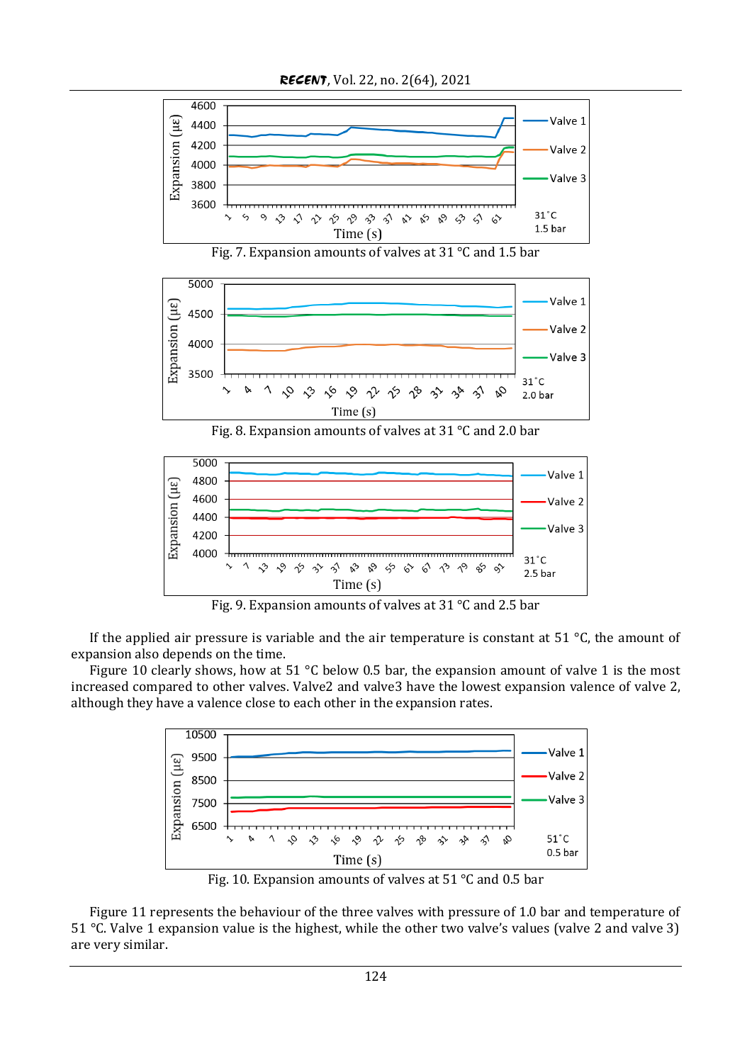Fig. 7. Expansion amounts of valves at 31 °C and 1.5 bar

Fig. 8. Expansion amounts of valves at 31 °C and 2.0 bar

Fig. 9. Expansion amounts of valves at 31 °C and 2.5 bar

If the applied air pressure is variable and the air temperature is constant at 51 °C, the amount of expansion also depends on the time.

Figure 10 clearly shows, how at 51 °C below 0.5 bar, the expansion amount of valve 1 is the most increased compared to other valves. Valve2 and valve3 have the lowest expansion valence of valve 2, although they have a valence close to each other in the expansion rates.

Fig. 10. Expansion amounts of valves at 51 °C and 0.5 bar

Figure 11 represents the behaviour of the three valves with pressure of 1.0 bar and temperature of 51 °C. Valve 1 expansion value is the highest, while the other two valve's values (valve 2 and valve 3) are very similar.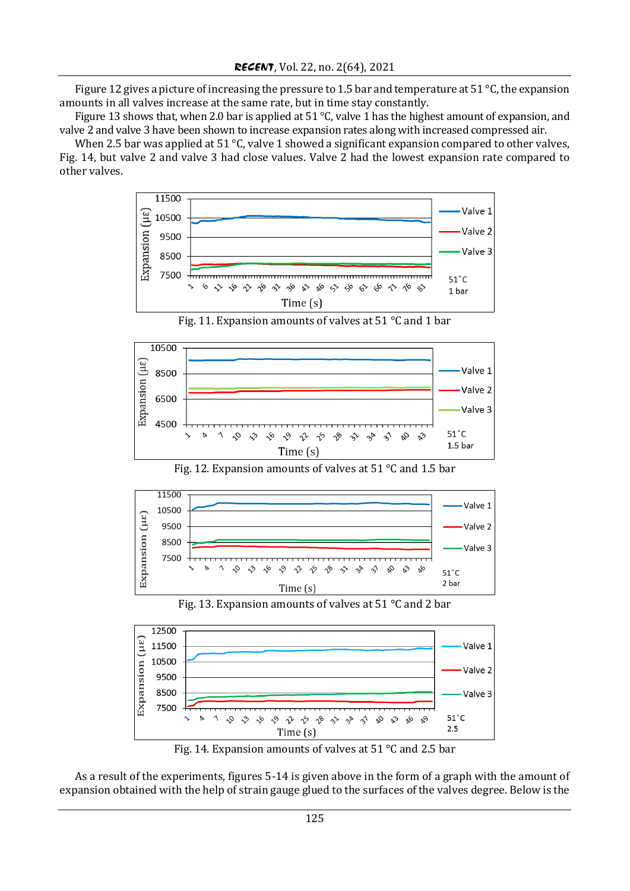Figure 12 gives a picture of increasing the pressure to 1.5 bar and temperature at 51 °C, the expansion amounts in all valves increase at the same rate, but in time stay constantly.

Figure 13 shows that, when 2.0 bar is applied at 51 °C, valve 1 has the highest amount of expansion, and valve 2 and valve 3 have been shown to increase expansion rates along with increased compressed air.

When 2.5 bar was applied at 51 °C, valve 1 showed a significant expansion compared to other valves, Fig. 14, but valve 2 and valve 3 had close values. Valve 2 had the lowest expansion rate compared to other valves.

Fig. 11. Expansion amounts of valves at 51 °C and 1 bar

Fig. 12. Expansion amounts of valves at 51 °C and 1.5 bar

Fig. 13. Expansion amounts of valves at 51 °C and 2 bar

Fig. 14. Expansion amounts of valves at 51 °C and 2.5 bar

As a result of the experiments, figures 5-14 is given above in the form of a graph with the amount of expansion obtained with the help of strain gauge glued to the surfaces of the valves degree. Below is the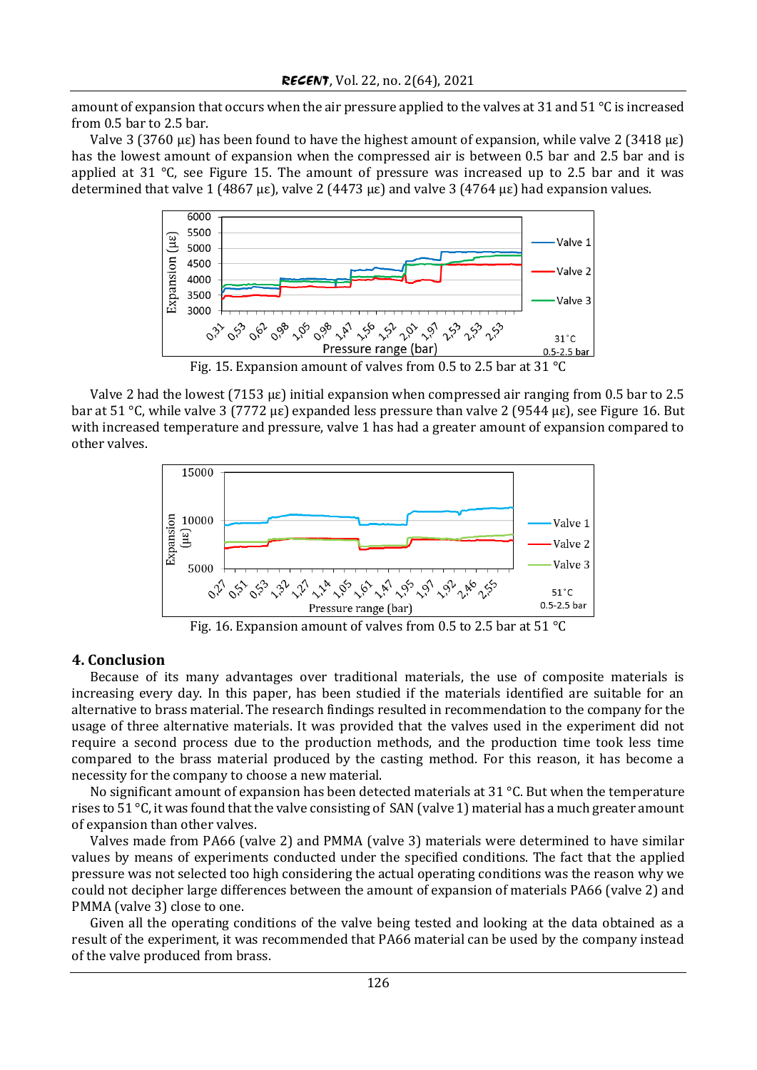amount of expansion that occurs when the air pressure applied to the valves at 31 and 51 °C is increased from 0.5 bar to 2.5 bar.

Valve 3 (3760 με) has been found to have the highest amount of expansion, while valve 2 (3418 με) has the lowest amount of expansion when the compressed air is between 0.5 bar and 2.5 bar and is applied at 31 °C, see Figure 15. The amount of pressure was increased up to 2.5 bar and it was determined that valve 1 (4867 με), valve 2 (4473 με) and valve 3 (4764 με) had expansion values.

Fig. 15. Expansion amount of valves from 0.5 to 2.5 bar at 31 °C

Valve 2 had the lowest (7153 με) initial expansion when compressed air ranging from 0.5 bar to 2.5 bar at 51 °C, while valve 3 (7772 με) expanded less pressure than valve 2 (9544 με), see Figure 16. But with increased temperature and pressure, valve 1 has had a greater amount of expansion compared to other valves.

Fig. 16. Expansion amount of valves from 0.5 to 2.5 bar at 51 °C

## 4. Conclusion

Because of its many advantages over traditional materials, the use of composite materials is increasing every day. In this paper, has been studied if the materials identified are suitable for an alternative to brass material. The research findings resulted in recommendation to the company for the usage of three alternative materials. It was provided that the valves used in the experiment did not require a second process due to the production methods, and the production time took less time compared to the brass material produced by the casting method. For this reason, it has become a necessity for the company to choose a new material.

No significant amount of expansion has been detected materials at 31 °C. But when the temperature rises to 51 °C, it was found that the valve consisting of SAN (valve 1) material has a much greater amount of expansion than other valves.

Valves made from PA66 (valve 2) and PMMA (valve 3) materials were determined to have similar values by means of experiments conducted under the specified conditions. The fact that the applied pressure was not selected too high considering the actual operating conditions was the reason why we could not decipher large differences between the amount of expansion of materials PA66 (valve 2) and PMMA (valve 3) close to one.

Given all the operating conditions of the valve being tested and looking at the data obtained as a result of the experiment, it was recommended that PA66 material can be used by the company instead of the valve produced from brass.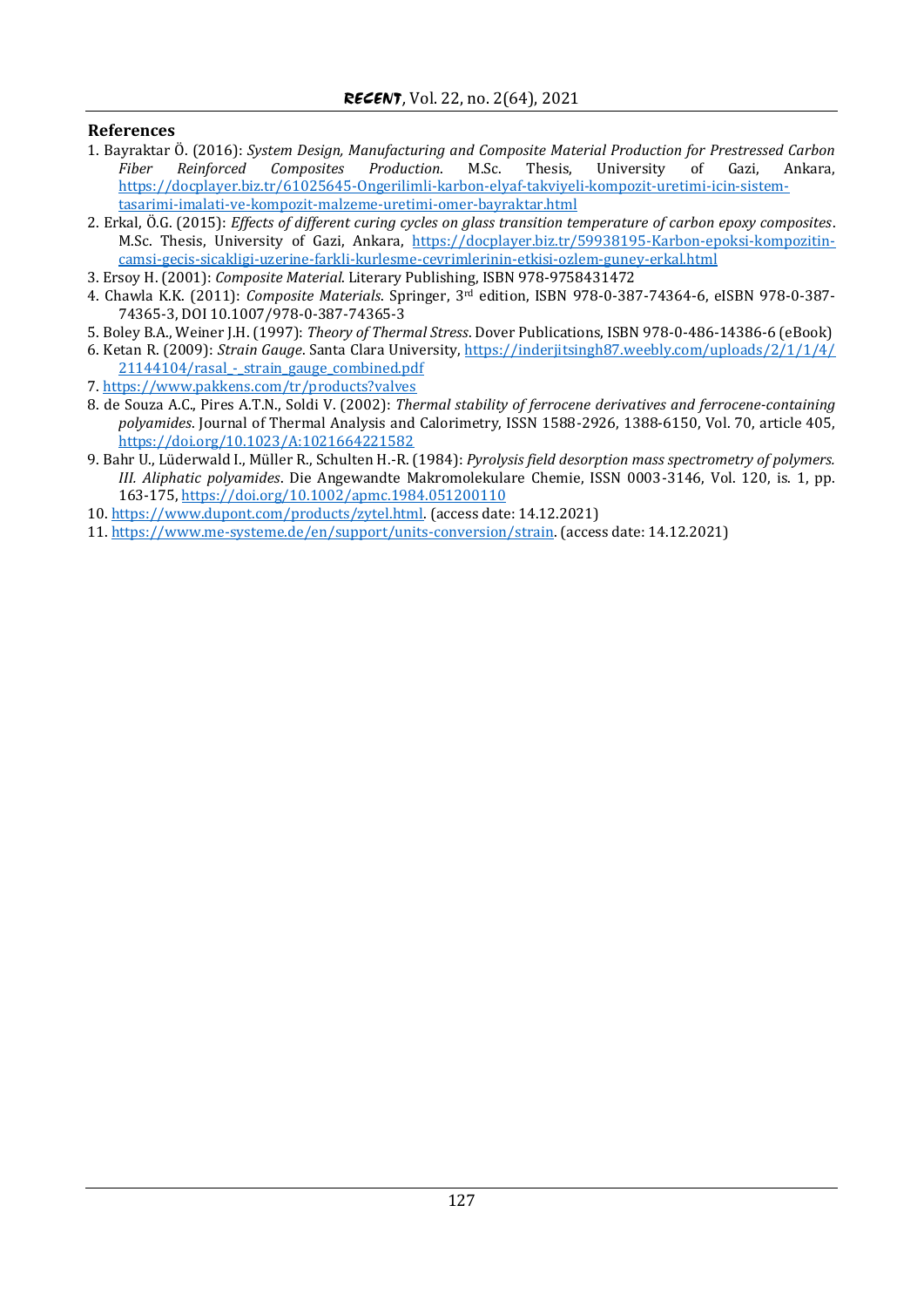## References

1. Bayraktar Ö. (2016): *System Design, Manufacturing and Composite Material Production for Prestressed Carbon Fiber Reinforced Composites Production*. M.Sc. Thesis, University of Gazi, Ankara, https://docplayer.biz.tr/61025645-Ongerilimli-karbon-elyaf-takviyeli-kompozit-uretimi-icin-sistem-tasarimi-imalati-ve-kompozit-malzeme-uretimi-omer-bayraktar.html
2. Erkal, Ö.G. (2015): *Effects of different curing cycles on glass transition temperature of carbon epoxy composites*. M.Sc. Thesis, University of Gazi, Ankara, https://docplayer.biz.tr/59938195-Karbon-epoksi-kompozitin-camsi-gecis-sicakligi-uzerine-farkli-kurlesme-cevrimlerinin-etkisi-ozlem-guney-erkal.html
3. Ersoy H. (2001): *Composite Material*. Literary Publishing, ISBN 978-9758431472
4. Chawla K.K. (2011): *Composite Materials*. Springer, 3rd edition, ISBN 978-0-387-74364-6, eISBN 978-0-387-74365-3, DOI 10.1007/978-0-387-74365-3
5. Boley B.A., Weiner J.H. (1997): *Theory of Thermal Stress*. Dover Publications, ISBN 978-0-486-14386-6 (eBook)
6. Ketan R. (2009): *Strain Gauge*. Santa Clara University, https://inderjitsingh87.weebly.com/uploads/2/1/1/4/21144104/rasal_-_strain_gauge_combined.pdf
7. https://www.pakkens.com/tr/products?valves
8. de Souza A.C., Pires A.T.N., Soldi V. (2002): *Thermal stability of ferrocene derivatives and ferrocene-containing polyamides*. Journal of Thermal Analysis and Calorimetry, ISSN 1588-2926, 1388-6150, Vol. 70, article 405, https://doi.org/10.1023/A:1021664221582
9. Bahr U., Lüderwald I., Müller R., Schulten H.-R. (1984): *Pyrolysis field desorption mass spectrometry of polymers. III. Aliphatic polyamides*. Die Angewandte Makromolekulare Chemie, ISSN 0003-3146, Vol. 120, is. 1, pp. 163-175, https://doi.org/10.1002/apmc.1984.051200110
10. https://www.dupont.com/products/zytel.html. (access date: 14.12.2021)
11. https://www.me-systeme.de/en/support/units-conversion/strain. (access date: 14.12.2021)